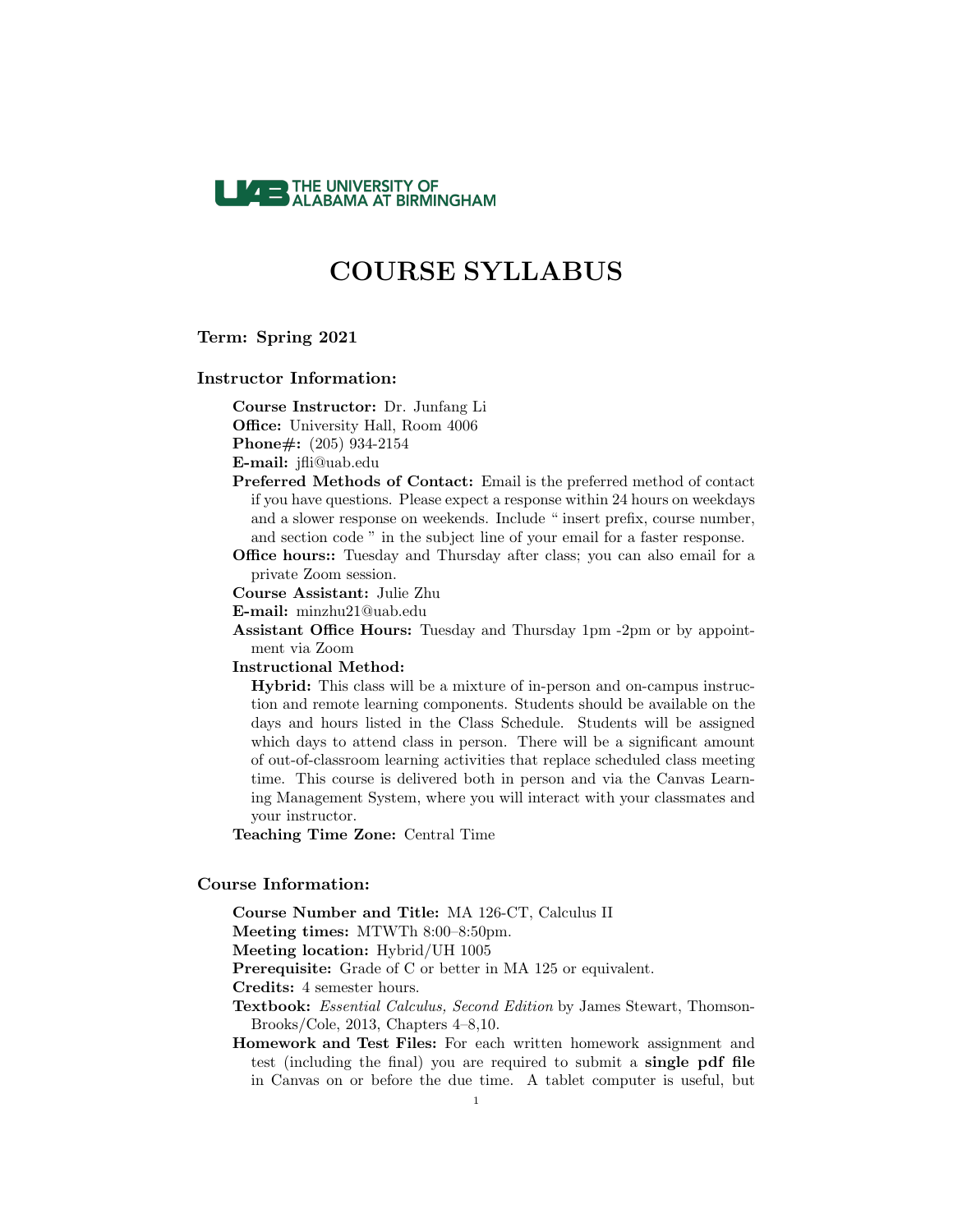THE UNIVERSITY OF ALABAMA AT BIRMINGHAM

# COURSE SYLLABUS

**Term: Spring 2021**

## Instructor Information:

**Course Instructor:** Dr. Junfang Li

**Office:** University Hall, Room 4006

**Phone#:** (205) 934-2154

**E-mail:** jfli@uab.edu

**Preferred Methods of Contact:** Email is the preferred method of contact if you have questions. Please expect a response within 24 hours on weekdays and a slower response on weekends. Include " insert prefix, course number, and section code " in the subject line of your email for a faster response.

**Office hours::** Tuesday and Thursday after class; you can also email for a private Zoom session.

**Course Assistant:** Julie Zhu

**E-mail:** minzhu21@uab.edu

**Assistant Office Hours:** Tuesday and Thursday 1pm -2pm or by appointment via Zoom

**Instructional Method:**

**Hybrid:** This class will be a mixture of in-person and on-campus instruction and remote learning components. Students should be available on the days and hours listed in the Class Schedule. Students will be assigned which days to attend class in person. There will be a significant amount of out-of-classroom learning activities that replace scheduled class meeting time. This course is delivered both in person and via the Canvas Learning Management System, where you will interact with your classmates and your instructor.

**Teaching Time Zone:** Central Time

## Course Information:

**Course Number and Title:** MA 126-CT, Calculus II

**Meeting times:** MTWTh 8:00–8:50pm.

**Meeting location:** Hybrid/UH 1005

**Prerequisite:** Grade of C or better in MA 125 or equivalent.

**Credits:** 4 semester hours.

**Textbook:** *Essential Calculus, Second Edition* by James Stewart, Thomson-Brooks/Cole, 2013, Chapters 4–8,10.

**Homework and Test Files:** For each written homework assignment and test (including the final) you are required to submit a **single pdf file** in Canvas on or before the due time. A tablet computer is useful, but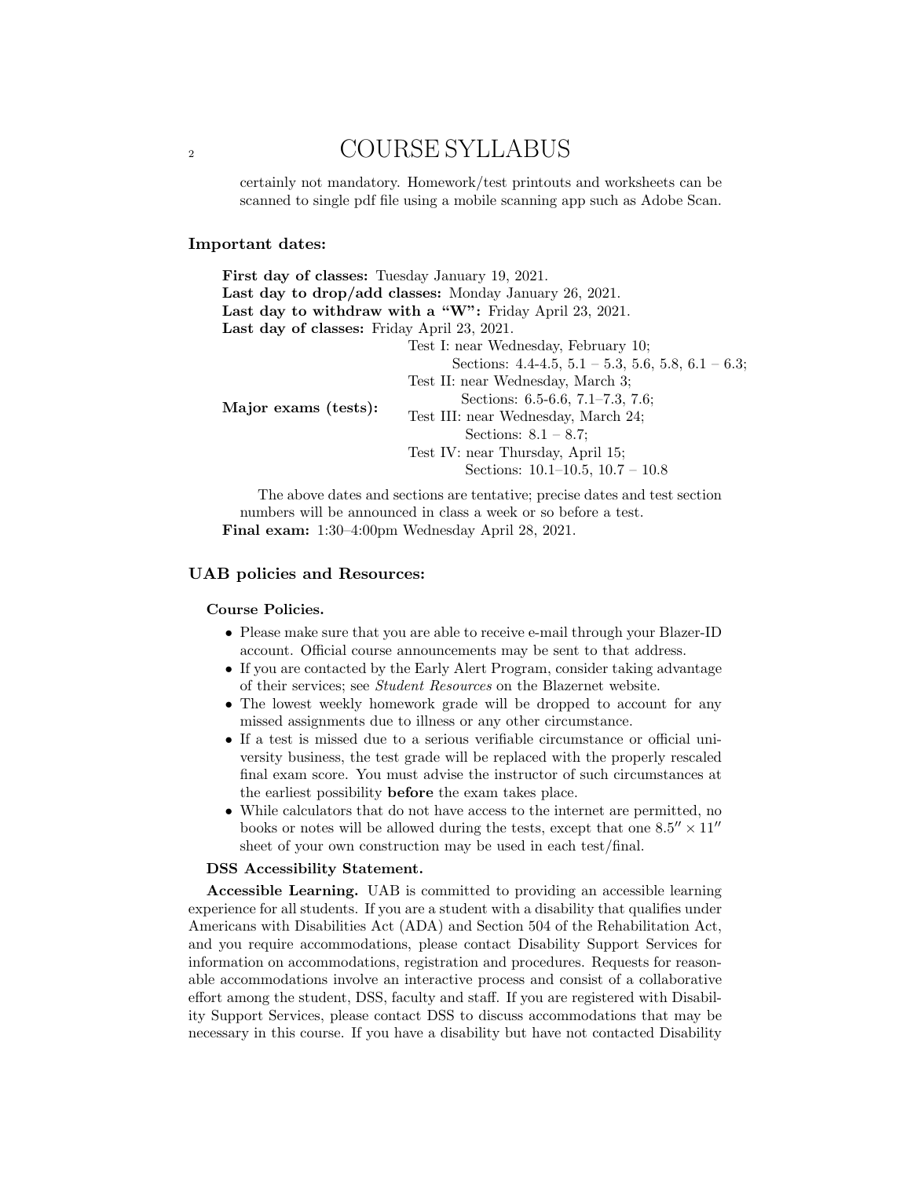certainly not mandatory. Homework/test printouts and worksheets can be scanned to single pdf file using a mobile scanning app such as Adobe Scan.

### Important dates:

**First day of classes:** Tuesday January 19, 2021.
**Last day to drop/add classes:** Monday January 26, 2021.
**Last day to withdraw with a "W":** Friday April 23, 2021.
**Last day of classes:** Friday April 23, 2021.

**Major exams (tests):**

- Test I: near Wednesday, February 10;
  Sections: 4.4-4.5, 5.1 – 5.3, 5.6, 5.8, 6.1 – 6.3;
- Test II: near Wednesday, March 3;
  Sections: 6.5-6.6, 7.1–7.3, 7.6;
- Test III: near Wednesday, March 24;
  Sections: 8.1 – 8.7;
- Test IV: near Thursday, April 15;
  Sections: 10.1–10.5, 10.7 – 10.8

The above dates and sections are tentative; precise dates and test section numbers will be announced in class a week or so before a test.

**Final exam:** 1:30–4:00pm Wednesday April 28, 2021.

### UAB policies and Resources:

**Course Policies.**

- Please make sure that you are able to receive e-mail through your Blazer-ID account. Official course announcements may be sent to that address.
- If you are contacted by the Early Alert Program, consider taking advantage of their services; see *Student Resources* on the Blazernet website.
- The lowest weekly homework grade will be dropped to account for any missed assignments due to illness or any other circumstance.
- If a test is missed due to a serious verifiable circumstance or official university business, the test grade will be replaced with the properly rescaled final exam score. You must advise the instructor of such circumstances at the earliest possibility **before** the exam takes place.
- While calculators that do not have access to the internet are permitted, no books or notes will be allowed during the tests, except that one $8.5'' \times 11''$ sheet of your own construction may be used in each test/final.

**DSS Accessibility Statement.**

**Accessible Learning.** UAB is committed to providing an accessible learning experience for all students. If you are a student with a disability that qualifies under Americans with Disabilities Act (ADA) and Section 504 of the Rehabilitation Act, and you require accommodations, please contact Disability Support Services for information on accommodations, registration and procedures. Requests for reasonable accommodations involve an interactive process and consist of a collaborative effort among the student, DSS, faculty and staff. If you are registered with Disability Support Services, please contact DSS to discuss accommodations that may be necessary in this course. If you have a disability but have not contacted Disability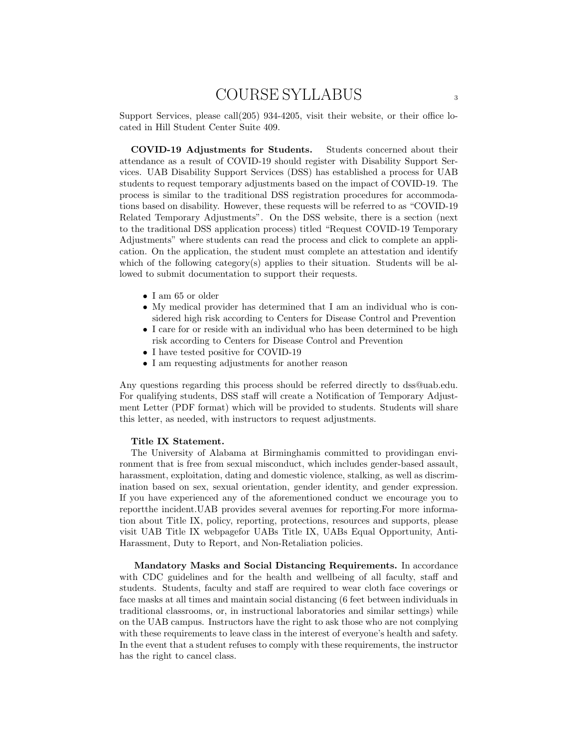Support Services, please call(205) 934-4205, visit their website, or their office located in Hill Student Center Suite 409.

**COVID-19 Adjustments for Students.** Students concerned about their attendance as a result of COVID-19 should register with Disability Support Services. UAB Disability Support Services (DSS) has established a process for UAB students to request temporary adjustments based on the impact of COVID-19. The process is similar to the traditional DSS registration procedures for accommodations based on disability. However, these requests will be referred to as "COVID-19 Related Temporary Adjustments". On the DSS website, there is a section (next to the traditional DSS application process) titled "Request COVID-19 Temporary Adjustments" where students can read the process and click to complete an application. On the application, the student must complete an attestation and identify which of the following category(s) applies to their situation. Students will be allowed to submit documentation to support their requests.

- I am 65 or older
- My medical provider has determined that I am an individual who is considered high risk according to Centers for Disease Control and Prevention
- I care for or reside with an individual who has been determined to be high risk according to Centers for Disease Control and Prevention
- I have tested positive for COVID-19
- I am requesting adjustments for another reason

Any questions regarding this process should be referred directly to dss@uab.edu. For qualifying students, DSS staff will create a Notification of Temporary Adjustment Letter (PDF format) which will be provided to students. Students will share this letter, as needed, with instructors to request adjustments.

**Title IX Statement.**
The University of Alabama at Birminghamis committed to providingan environment that is free from sexual misconduct, which includes gender-based assault, harassment, exploitation, dating and domestic violence, stalking, as well as discrimination based on sex, sexual orientation, gender identity, and gender expression. If you have experienced any of the aforementioned conduct we encourage you to reportthe incident.UAB provides several avenues for reporting.For more information about Title IX, policy, reporting, protections, resources and supports, please visit UAB Title IX webpagefor UABs Title IX, UABs Equal Opportunity, Anti-Harassment, Duty to Report, and Non-Retaliation policies.

**Mandatory Masks and Social Distancing Requirements.** In accordance with CDC guidelines and for the health and wellbeing of all faculty, staff and students. Students, faculty and staff are required to wear cloth face coverings or face masks at all times and maintain social distancing (6 feet between individuals in traditional classrooms, or, in instructional laboratories and similar settings) while on the UAB campus. Instructors have the right to ask those who are not complying with these requirements to leave class in the interest of everyone's health and safety. In the event that a student refuses to comply with these requirements, the instructor has the right to cancel class.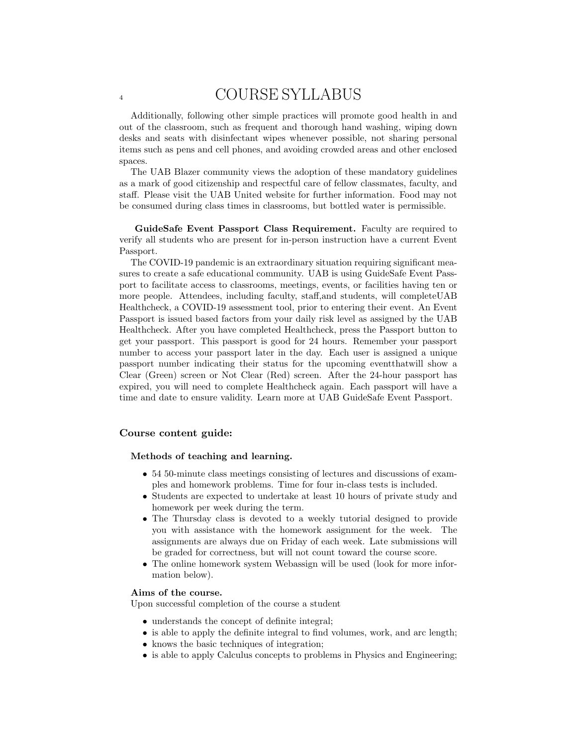Additionally, following other simple practices will promote good health in and out of the classroom, such as frequent and thorough hand washing, wiping down desks and seats with disinfectant wipes whenever possible, not sharing personal items such as pens and cell phones, and avoiding crowded areas and other enclosed spaces.

The UAB Blazer community views the adoption of these mandatory guidelines as a mark of good citizenship and respectful care of fellow classmates, faculty, and staff. Please visit the UAB United website for further information. Food may not be consumed during class times in classrooms, but bottled water is permissible.

**GuideSafe Event Passport Class Requirement.** Faculty are required to verify all students who are present for in-person instruction have a current Event Passport.

The COVID-19 pandemic is an extraordinary situation requiring significant measures to create a safe educational community. UAB is using GuideSafe Event Passport to facilitate access to classrooms, meetings, events, or facilities having ten or more people. Attendees, including faculty, staff,and students, will completeUAB Healthcheck, a COVID-19 assessment tool, prior to entering their event. An Event Passport is issued based factors from your daily risk level as assigned by the UAB Healthcheck. After you have completed Healthcheck, press the Passport button to get your passport. This passport is good for 24 hours. Remember your passport number to access your passport later in the day. Each user is assigned a unique passport number indicating their status for the upcoming eventthatwill show a Clear (Green) screen or Not Clear (Red) screen. After the 24-hour passport has expired, you will need to complete Healthcheck again. Each passport will have a time and date to ensure validity. Learn more at UAB GuideSafe Event Passport.

### Course content guide:

#### Methods of teaching and learning.

- 54 50-minute class meetings consisting of lectures and discussions of examples and homework problems. Time for four in-class tests is included.
- Students are expected to undertake at least 10 hours of private study and homework per week during the term.
- The Thursday class is devoted to a weekly tutorial designed to provide you with assistance with the homework assignment for the week. The assignments are always due on Friday of each week. Late submissions will be graded for correctness, but will not count toward the course score.
- The online homework system Webassign will be used (look for more information below).

#### Aims of the course.

Upon successful completion of the course a student

- understands the concept of definite integral;
- is able to apply the definite integral to find volumes, work, and arc length;
- knows the basic techniques of integration;
- is able to apply Calculus concepts to problems in Physics and Engineering;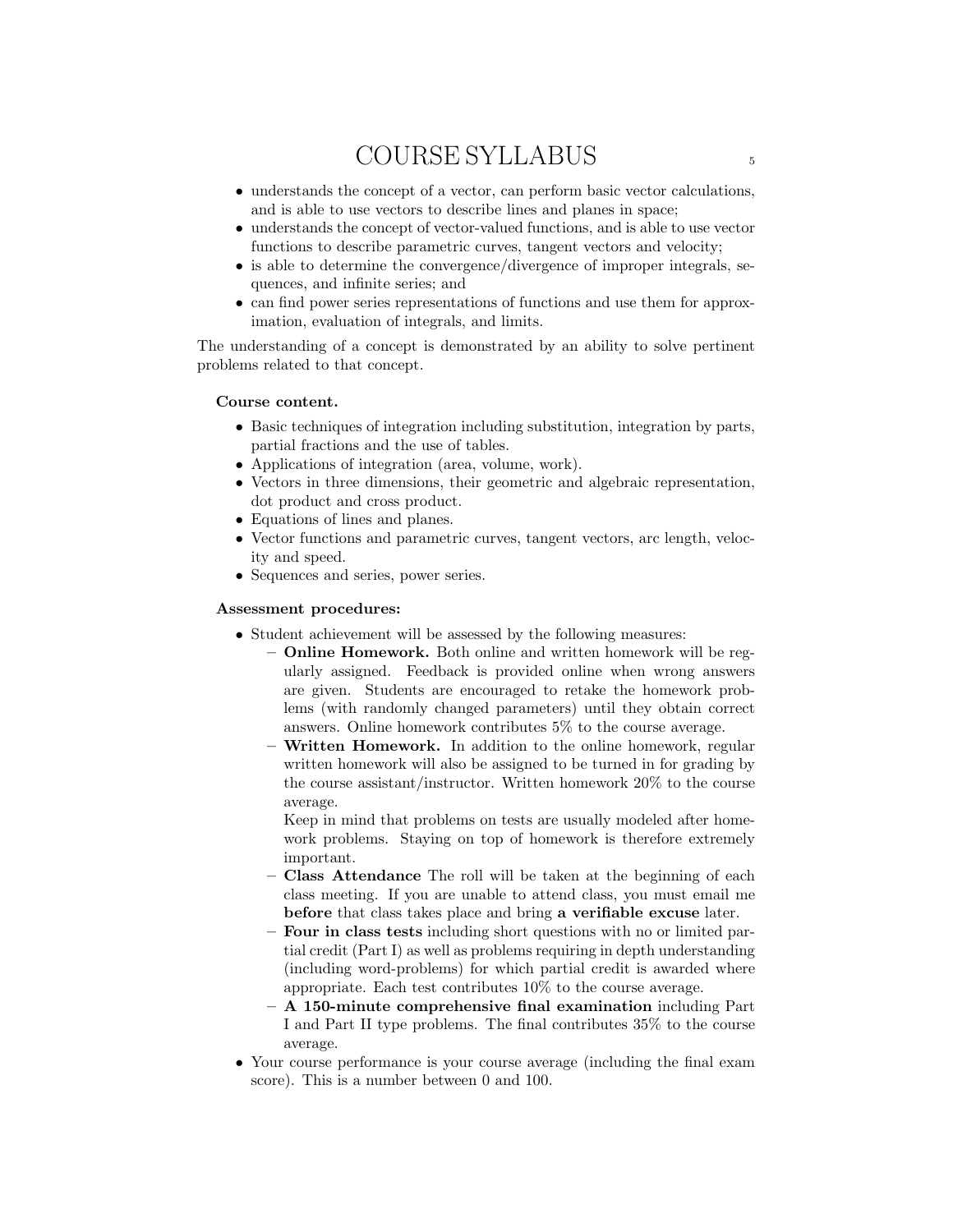- understands the concept of a vector, can perform basic vector calculations, and is able to use vectors to describe lines and planes in space;
- understands the concept of vector-valued functions, and is able to use vector functions to describe parametric curves, tangent vectors and velocity;
- is able to determine the convergence/divergence of improper integrals, sequences, and infinite series; and
- can find power series representations of functions and use them for approximation, evaluation of integrals, and limits.

The understanding of a concept is demonstrated by an ability to solve pertinent problems related to that concept.

**Course content.**

- Basic techniques of integration including substitution, integration by parts, partial fractions and the use of tables.
- Applications of integration (area, volume, work).
- Vectors in three dimensions, their geometric and algebraic representation, dot product and cross product.
- Equations of lines and planes.
- Vector functions and parametric curves, tangent vectors, arc length, velocity and speed.
- Sequences and series, power series.

**Assessment procedures:**

- Student achievement will be assessed by the following measures:
  - **Online Homework.** Both online and written homework will be regularly assigned. Feedback is provided online when wrong answers are given. Students are encouraged to retake the homework problems (with randomly changed parameters) until they obtain correct answers. Online homework contributes 5% to the course average.
  - **Written Homework.** In addition to the online homework, regular written homework will also be assigned to be turned in for grading by the course assistant/instructor. Written homework 20% to the course average.

    Keep in mind that problems on tests are usually modeled after homework problems. Staying on top of homework is therefore extremely important.
  - **Class Attendance** The roll will be taken at the beginning of each class meeting. If you are unable to attend class, you must email me **before** that class takes place and bring **a verifiable excuse** later.
  - **Four in class tests** including short questions with no or limited partial credit (Part I) as well as problems requiring in depth understanding (including word-problems) for which partial credit is awarded where appropriate. Each test contributes 10% to the course average.
  - **A 150-minute comprehensive final examination** including Part I and Part II type problems. The final contributes 35% to the course average.
- Your course performance is your course average (including the final exam score). This is a number between 0 and 100.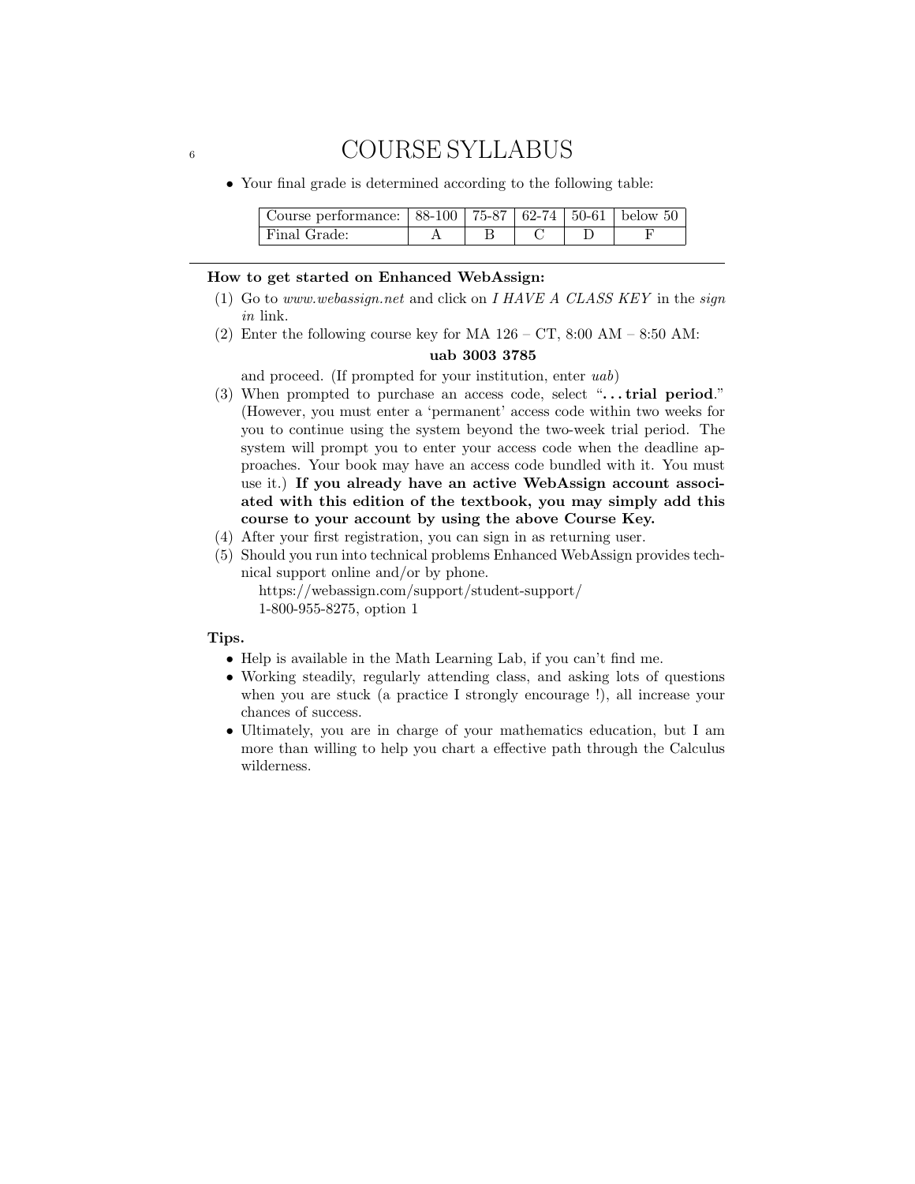# COURSE SYLLABUS

- Your final grade is determined according to the following table:

| Course performance: | 88-100 | 75-87 | 62-74 | 50-61 | below 50 |
|---|---|---|---|---|---|
| Final Grade: | A | B | C | D | F |

---

**How to get started on Enhanced WebAssign:**

(1) Go to *www.webassign.net* and click on *I HAVE A CLASS KEY* in the *sign in* link.

(2) Enter the following course key for MA 126 – CT, 8:00 AM – 8:50 AM:

**uab 3003 3785**

and proceed. (If prompted for your institution, enter *uab*)

(3) When prompted to purchase an access code, select "**. . . trial period**." (However, you must enter a 'permanent' access code within two weeks for you to continue using the system beyond the two-week trial period. The system will prompt you to enter your access code when the deadline approaches. Your book may have an access code bundled with it. You must use it.) **If you already have an active WebAssign account associated with this edition of the textbook, you may simply add this course to your account by using the above Course Key.**

(4) After your first registration, you can sign in as returning user.

(5) Should you run into technical problems Enhanced WebAssign provides technical support online and/or by phone.
https://webassign.com/support/student-support/
1-800-955-8275, option 1

**Tips.**

- Help is available in the Math Learning Lab, if you can't find me.
- Working steadily, regularly attending class, and asking lots of questions when you are stuck (a practice I strongly encourage !), all increase your chances of success.
- Ultimately, you are in charge of your mathematics education, but I am more than willing to help you chart a effective path through the Calculus wilderness.